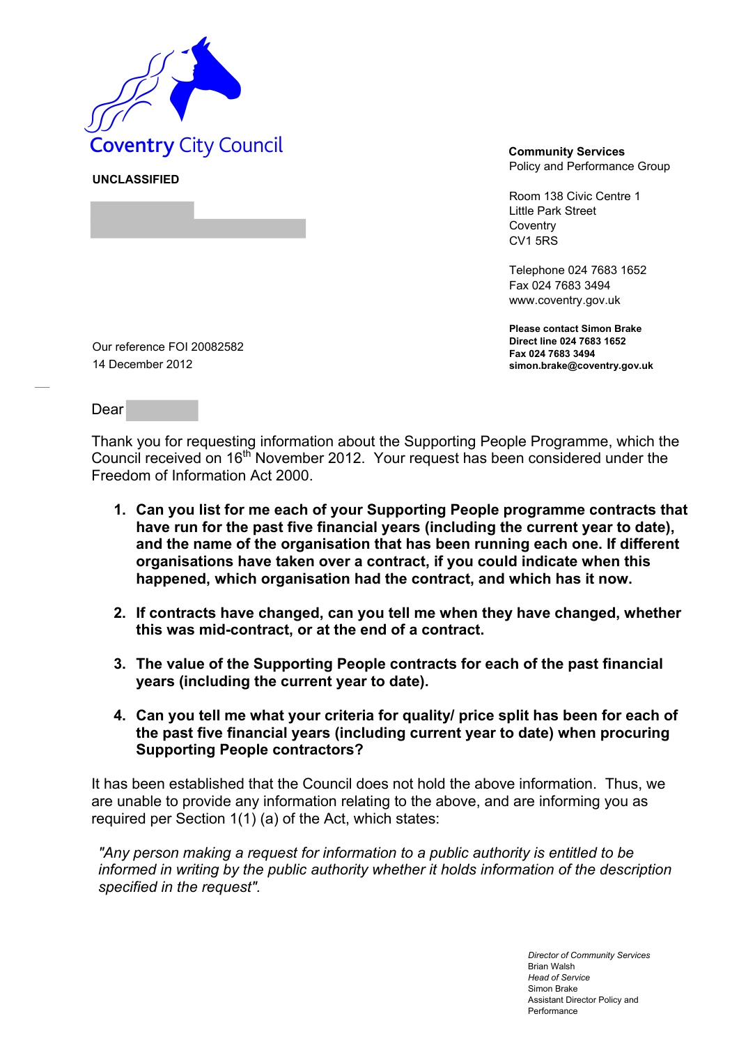Coventry City Council

**UNCLASSIFIED**

**Community Services**
Policy and Performance Group

Room 138 Civic Centre 1
Little Park Street
Coventry
CV1 5RS

Telephone 024 7683 1652
Fax 024 7683 3494
www.coventry.gov.uk

**Please contact Simon Brake**
**Direct line 024 7683 1652**
**Fax 024 7683 3494**
**simon.brake@coventry.gov.uk**

Our reference FOI 20082582
14 December 2012

Dear

Thank you for requesting information about the Supporting People Programme, which the Council received on 16th November 2012. Your request has been considered under the Freedom of Information Act 2000.

1. **Can you list for me each of your Supporting People programme contracts that have run for the past five financial years (including the current year to date), and the name of the organisation that has been running each one. If different organisations have taken over a contract, if you could indicate when this happened, which organisation had the contract, and which has it now.**

2. **If contracts have changed, can you tell me when they have changed, whether this was mid-contract, or at the end of a contract.**

3. **The value of the Supporting People contracts for each of the past financial years (including the current year to date).**

4. **Can you tell me what your criteria for quality/ price split has been for each of the past five financial years (including current year to date) when procuring Supporting People contractors?**

It has been established that the Council does not hold the above information. Thus, we are unable to provide any information relating to the above, and are informing you as required per Section 1(1) (a) of the Act, which states:

*"Any person making a request for information to a public authority is entitled to be informed in writing by the public authority whether it holds information of the description specified in the request".*

*Director of Community Services*
Brian Walsh
*Head of Service*
Simon Brake
Assistant Director Policy and Performance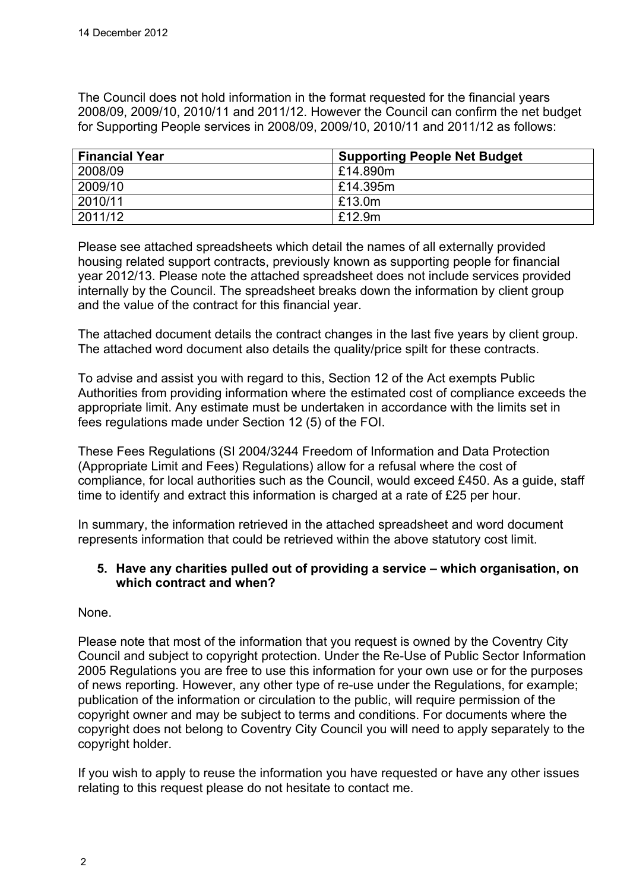14 December 2012

The Council does not hold information in the format requested for the financial years 2008/09, 2009/10, 2010/11 and 2011/12. However the Council can confirm the net budget for Supporting People services in 2008/09, 2009/10, 2010/11 and 2011/12 as follows:

| Financial Year | Supporting People Net Budget |
|---|---|
| 2008/09 | £14.890m |
| 2009/10 | £14.395m |
| 2010/11 | £13.0m |
| 2011/12 | £12.9m |

Please see attached spreadsheets which detail the names of all externally provided housing related support contracts, previously known as supporting people for financial year 2012/13. Please note the attached spreadsheet does not include services provided internally by the Council. The spreadsheet breaks down the information by client group and the value of the contract for this financial year.

The attached document details the contract changes in the last five years by client group. The attached word document also details the quality/price spilt for these contracts.

To advise and assist you with regard to this, Section 12 of the Act exempts Public Authorities from providing information where the estimated cost of compliance exceeds the appropriate limit. Any estimate must be undertaken in accordance with the limits set in fees regulations made under Section 12 (5) of the FOI.

These Fees Regulations (SI 2004/3244 Freedom of Information and Data Protection (Appropriate Limit and Fees) Regulations) allow for a refusal where the cost of compliance, for local authorities such as the Council, would exceed £450. As a guide, staff time to identify and extract this information is charged at a rate of £25 per hour.

In summary, the information retrieved in the attached spreadsheet and word document represents information that could be retrieved within the above statutory cost limit.

5. **Have any charities pulled out of providing a service – which organisation, on which contract and when?**

None.

Please note that most of the information that you request is owned by the Coventry City Council and subject to copyright protection. Under the Re-Use of Public Sector Information 2005 Regulations you are free to use this information for your own use or for the purposes of news reporting. However, any other type of re-use under the Regulations, for example; publication of the information or circulation to the public, will require permission of the copyright owner and may be subject to terms and conditions. For documents where the copyright does not belong to Coventry City Council you will need to apply separately to the copyright holder.

If you wish to apply to reuse the information you have requested or have any other issues relating to this request please do not hesitate to contact me.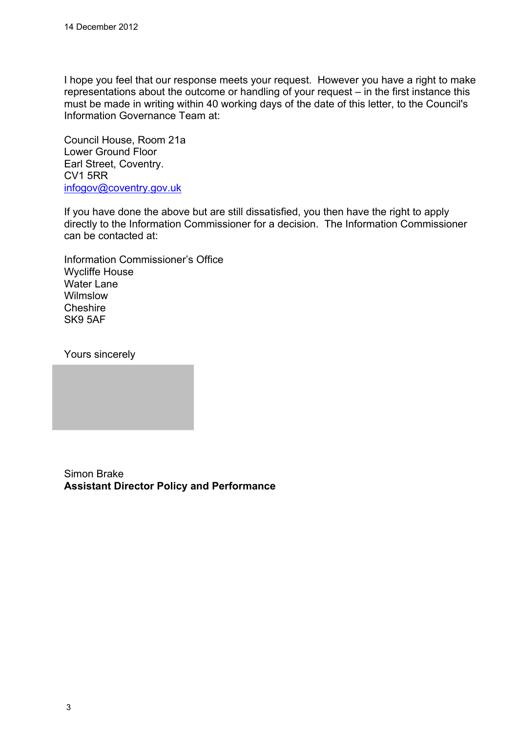14 December 2012

I hope you feel that our response meets your request. However you have a right to make representations about the outcome or handling of your request – in the first instance this must be made in writing within 40 working days of the date of this letter, to the Council's Information Governance Team at:

Council House, Room 21a
Lower Ground Floor
Earl Street, Coventry.
CV1 5RR
infogov@coventry.gov.uk

If you have done the above but are still dissatisfied, you then have the right to apply directly to the Information Commissioner for a decision. The Information Commissioner can be contacted at:

Information Commissioner's Office
Wycliffe House
Water Lane
Wilmslow
Cheshire
SK9 5AF

Yours sincerely

Simon Brake
**Assistant Director Policy and Performance**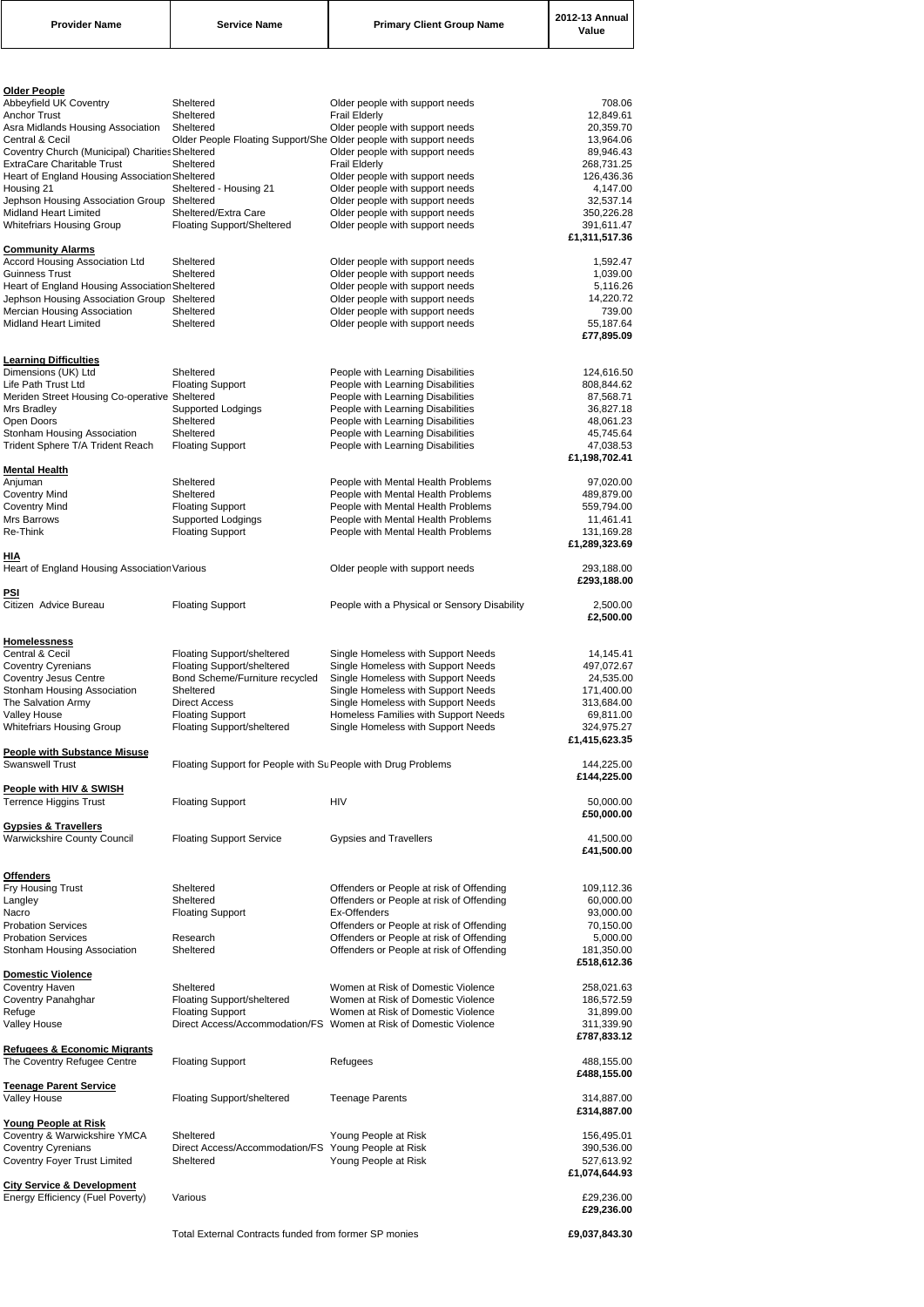| Provider Name | Service Name | Primary Client Group Name | 2012-13 Annual Value |
|---|---|---|---|
| **Older People** | | | |
| Abbeyfield UK Coventry | Sheltered | Older people with support needs | 708.06 |
| Anchor Trust | Sheltered | Frail Elderly | 12,849.61 |
| Asra Midlands Housing Association | Sheltered | Older people with support needs | 20,359.70 |
| Central & Cecil | Older People Floating Support/She | Older people with support needs | 13,964.06 |
| Coventry Church (Municipal) Charities | Sheltered | Older people with support needs | 89,946.43 |
| ExtraCare Charitable Trust | Sheltered | Frail Elderly | 268,731.25 |
| Heart of England Housing Association | Sheltered | Older people with support needs | 126,436.36 |
| Housing 21 | Sheltered - Housing 21 | Older people with support needs | 4,147.00 |
| Jephson Housing Association Group | Sheltered | Older people with support needs | 32,537.14 |
| Midland Heart Limited | Sheltered/Extra Care | Older people with support needs | 350,226.28 |
| Whitefriars Housing Group | Floating Support/Sheltered | Older people with support needs | 391,611.47 |
| | | | **£1,311,517.36** |
| **Community Alarms** | | | |
| Accord Housing Association Ltd | Sheltered | Older people with support needs | 1,592.47 |
| Guinness Trust | Sheltered | Older people with support needs | 1,039.00 |
| Heart of England Housing Association | Sheltered | Older people with support needs | 5,116.26 |
| Jephson Housing Association Group | Sheltered | Older people with support needs | 14,220.72 |
| Mercian Housing Association | Sheltered | Older people with support needs | 739.00 |
| Midland Heart Limited | Sheltered | Older people with support needs | 55,187.64 |
| | | | **£77,895.09** |
| **Learning Difficulties** | | | |
| Dimensions (UK) Ltd | Sheltered | People with Learning Disabilities | 124,616.50 |
| Life Path Trust Ltd | Floating Support | People with Learning Disabilities | 808,844.62 |
| Meriden Street Housing Co-operative | Sheltered | People with Learning Disabilities | 87,568.71 |
| Mrs Bradley | Supported Lodgings | People with Learning Disabilities | 36,827.18 |
| Open Doors | Sheltered | People with Learning Disabilities | 48,061.23 |
| Stonham Housing Association | Sheltered | People with Learning Disabilities | 45,745.64 |
| Trident Sphere T/A Trident Reach | Floating Support | People with Learning Disabilities | 47,038.53 |
| | | | **£1,198,702.41** |
| **Mental Health** | | | |
| Anjuman | Sheltered | People with Mental Health Problems | 97,020.00 |
| Coventry Mind | Sheltered | People with Mental Health Problems | 489,879.00 |
| Coventry Mind | Floating Support | People with Mental Health Problems | 559,794.00 |
| Mrs Barrows | Supported Lodgings | People with Mental Health Problems | 11,461.41 |
| Re-Think | Floating Support | People with Mental Health Problems | 131,169.28 |
| | | | **£1,289,323.69** |
| **HIA** | | | |
| Heart of England Housing Association | Various | Older people with support needs | 293,188.00 |
| | | | **£293,188.00** |
| **PSI** | | | |
| Citizen Advice Bureau | Floating Support | People with a Physical or Sensory Disability | 2,500.00 |
| | | | **£2,500.00** |
| **Homelessness** | | | |
| Central & Cecil | Floating Support/sheltered | Single Homeless with Support Needs | 14,145.41 |
| Coventry Cyrenians | Floating Support/sheltered | Single Homeless with Support Needs | 497,072.67 |
| Coventry Jesus Centre | Bond Scheme/Furniture recycled | Single Homeless with Support Needs | 24,535.00 |
| Stonham Housing Association | Sheltered | Single Homeless with Support Needs | 171,400.00 |
| The Salvation Army | Direct Access | Single Homeless with Support Needs | 313,684.00 |
| Valley House | Floating Support | Homeless Families with Support Needs | 69,811.00 |
| Whitefriars Housing Group | Floating Support/sheltered | Single Homeless with Support Needs | 324,975.27 |
| | | | **£1,415,623.35** |
| **People with Substance Misuse** | | | |
| Swanswell Trust | Floating Support for People with Su | People with Drug Problems | 144,225.00 |
| | | | **£144,225.00** |
| **People with HIV & SWISH** | | | |
| Terrence Higgins Trust | Floating Support | HIV | 50,000.00 |
| | | | **£50,000.00** |
| **Gypsies & Travellers** | | | |
| Warwickshire County Council | Floating Support Service | Gypsies and Travellers | 41,500.00 |
| | | | **£41,500.00** |
| **Offenders** | | | |
| Fry Housing Trust | Sheltered | Offenders or People at risk of Offending | 109,112.36 |
| Langley | Sheltered | Offenders or People at risk of Offending | 60,000.00 |
| Nacro | Floating Support | Ex-Offenders | 93,000.00 |
| Probation Services | | Offenders or People at risk of Offending | 70,150.00 |
| Probation Services | Research | Offenders or People at risk of Offending | 5,000.00 |
| Stonham Housing Association | Sheltered | Offenders or People at risk of Offending | 181,350.00 |
| | | | **£518,612.36** |
| **Domestic Violence** | | | |
| Coventry Haven | Sheltered | Women at Risk of Domestic Violence | 258,021.63 |
| Coventry Panahghar | Floating Support/sheltered | Women at Risk of Domestic Violence | 186,572.59 |
| Refuge | Floating Support | Women at Risk of Domestic Violence | 31,899.00 |
| Valley House | Direct Access/Accommodation/FS | Women at Risk of Domestic Violence | 311,339.90 |
| | | | **£787,833.12** |
| **Refugees & Economic Migrants** | | | |
| The Coventry Refugee Centre | Floating Support | Refugees | 488,155.00 |
| | | | **£488,155.00** |
| **Teenage Parent Service** | | | |
| Valley House | Floating Support/sheltered | Teenage Parents | 314,887.00 |
| | | | **£314,887.00** |
| **Young People at Risk** | | | |
| Coventry & Warwickshire YMCA | Sheltered | Young People at Risk | 156,495.01 |
| Coventry Cyrenians | Direct Access/Accommodation/FS | Young People at Risk | 390,536.00 |
| Coventry Foyer Trust Limited | Sheltered | Young People at Risk | 527,613.92 |
| | | | **£1,074,644.93** |
| **City Service & Development** | | | |
| Energy Efficiency (Fuel Poverty) | Various | | £29,236.00 |
| | | | **£29,236.00** |
| | Total External Contracts funded from former SP monies | | **£9,037,843.30** |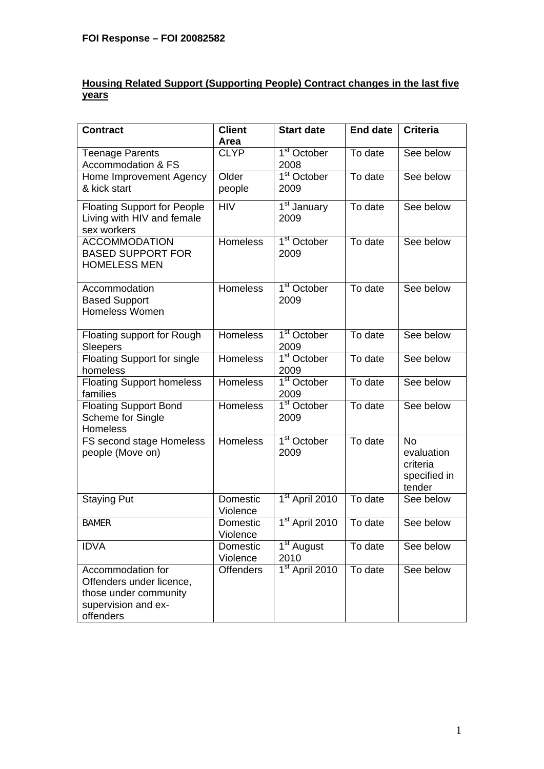**FOI Response – FOI 20082582**

**Housing Related Support (Supporting People) Contract changes in the last five years**

| Contract | Client Area | Start date | End date | Criteria |
|---|---|---|---|---|
| Teenage Parents Accommodation & FS | CLYP | 1st October 2008 | To date | See below |
| Home Improvement Agency & kick start | Older people | 1st October 2009 | To date | See below |
| Floating Support for People Living with HIV and female sex workers | HIV | 1st January 2009 | To date | See below |
| ACCOMMODATION BASED SUPPORT FOR HOMELESS MEN | Homeless | 1st October 2009 | To date | See below |
| Accommodation Based Support Homeless Women | Homeless | 1st October 2009 | To date | See below |
| Floating support for Rough Sleepers | Homeless | 1st October 2009 | To date | See below |
| Floating Support for single homeless | Homeless | 1st October 2009 | To date | See below |
| Floating Support homeless families | Homeless | 1st October 2009 | To date | See below |
| Floating Support Bond Scheme for Single Homeless | Homeless | 1st October 2009 | To date | See below |
| FS second stage Homeless people (Move on) | Homeless | 1st October 2009 | To date | No evaluation criteria specified in tender |
| Staying Put | Domestic Violence | 1st April 2010 | To date | See below |
| BAMER | Domestic Violence | 1st April 2010 | To date | See below |
| IDVA | Domestic Violence | 1st August 2010 | To date | See below |
| Accommodation for Offenders under licence, those under community supervision and ex-offenders | Offenders | 1st April 2010 | To date | See below |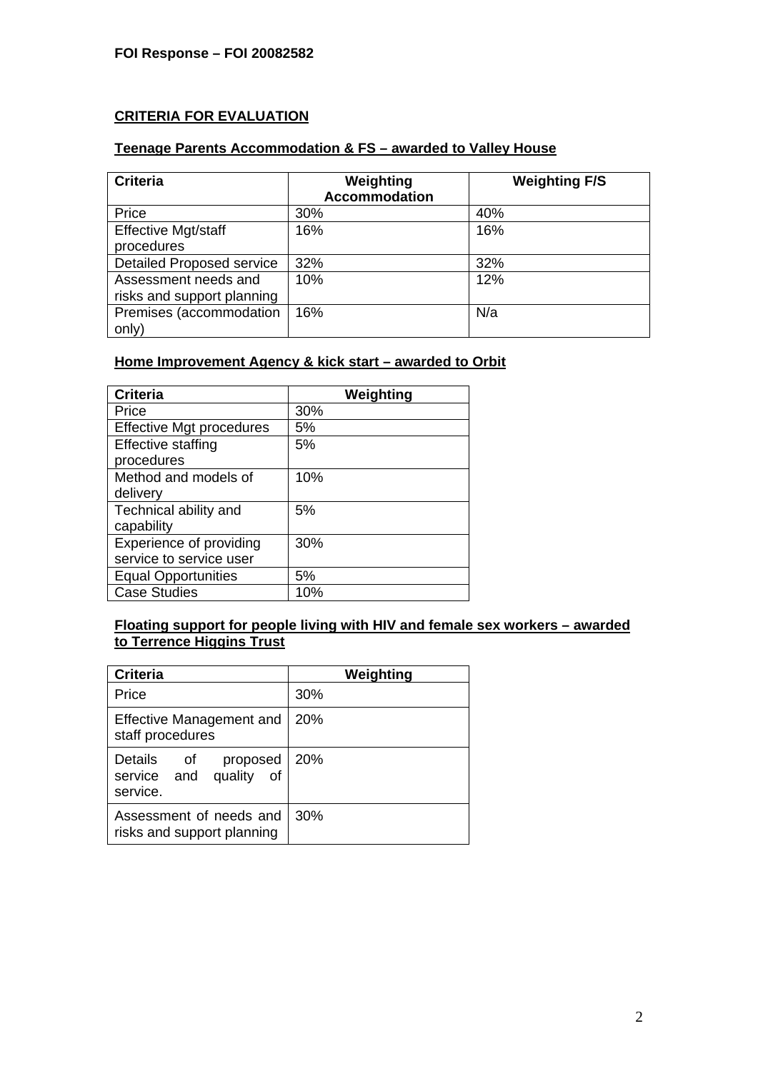**FOI Response – FOI 20082582**

**CRITERIA FOR EVALUATION**

**Teenage Parents Accommodation & FS – awarded to Valley House**

| Criteria | Weighting Accommodation | Weighting F/S |
|---|---|---|
| Price | 30% | 40% |
| Effective Mgt/staff procedures | 16% | 16% |
| Detailed Proposed service | 32% | 32% |
| Assessment needs and risks and support planning | 10% | 12% |
| Premises (accommodation only) | 16% | N/a |

**Home Improvement Agency & kick start – awarded to Orbit**

| Criteria | Weighting |
|---|---|
| Price | 30% |
| Effective Mgt procedures | 5% |
| Effective staffing procedures | 5% |
| Method and models of delivery | 10% |
| Technical ability and capability | 5% |
| Experience of providing service to service user | 30% |
| Equal Opportunities | 5% |
| Case Studies | 10% |

**Floating support for people living with HIV and female sex workers – awarded to Terrence Higgins Trust**

| Criteria | Weighting |
|---|---|
| Price | 30% |
| Effective Management and staff procedures | 20% |
| Details of proposed service and quality of service. | 20% |
| Assessment of needs and risks and support planning | 30% |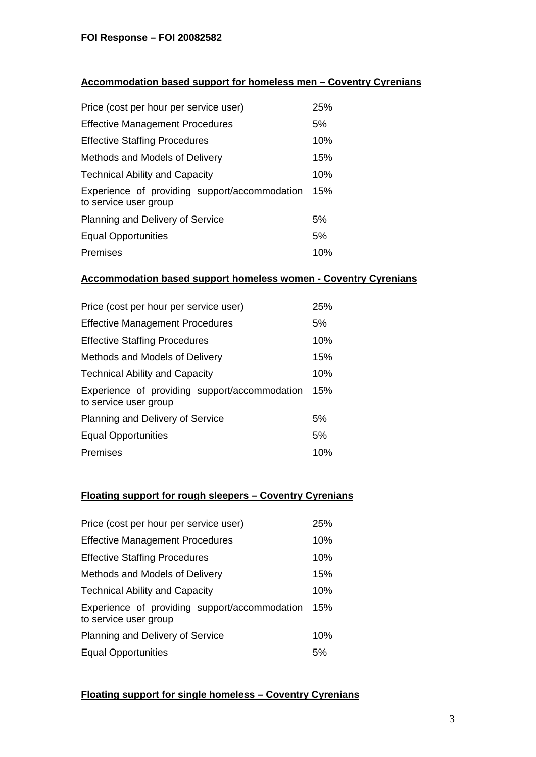**FOI Response – FOI 20082582**

## Accommodation based support for homeless men – Coventry Cyrenians

| Criteria | Weighting |
|---|---|
| Price (cost per hour per service user) | 25% |
| Effective Management Procedures | 5% |
| Effective Staffing Procedures | 10% |
| Methods and Models of Delivery | 15% |
| Technical Ability and Capacity | 10% |
| Experience of providing support/accommodation to service user group | 15% |
| Planning and Delivery of Service | 5% |
| Equal Opportunities | 5% |
| Premises | 10% |

## Accommodation based support homeless women - Coventry Cyrenians

| Criteria | Weighting |
|---|---|
| Price (cost per hour per service user) | 25% |
| Effective Management Procedures | 5% |
| Effective Staffing Procedures | 10% |
| Methods and Models of Delivery | 15% |
| Technical Ability and Capacity | 10% |
| Experience of providing support/accommodation to service user group | 15% |
| Planning and Delivery of Service | 5% |
| Equal Opportunities | 5% |
| Premises | 10% |

## Floating support for rough sleepers – Coventry Cyrenians

| Criteria | Weighting |
|---|---|
| Price (cost per hour per service user) | 25% |
| Effective Management Procedures | 10% |
| Effective Staffing Procedures | 10% |
| Methods and Models of Delivery | 15% |
| Technical Ability and Capacity | 10% |
| Experience of providing support/accommodation to service user group | 15% |
| Planning and Delivery of Service | 10% |
| Equal Opportunities | 5% |

## Floating support for single homeless – Coventry Cyrenians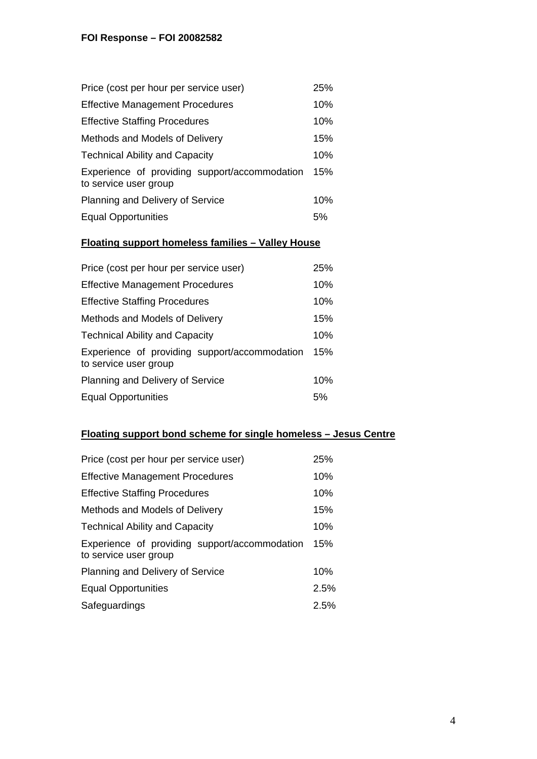| Price (cost per hour per service user) | 25% |
|---|---|
| Effective Management Procedures | 10% |
| Effective Staffing Procedures | 10% |
| Methods and Models of Delivery | 15% |
| Technical Ability and Capacity | 10% |
| Experience of providing support/accommodation to service user group | 15% |
| Planning and Delivery of Service | 10% |
| Equal Opportunities | 5% |

**Floating support homeless families – Valley House**

| Price (cost per hour per service user) | 25% |
|---|---|
| Effective Management Procedures | 10% |
| Effective Staffing Procedures | 10% |
| Methods and Models of Delivery | 15% |
| Technical Ability and Capacity | 10% |
| Experience of providing support/accommodation to service user group | 15% |
| Planning and Delivery of Service | 10% |
| Equal Opportunities | 5% |

**Floating support bond scheme for single homeless – Jesus Centre**

| Price (cost per hour per service user) | 25% |
|---|---|
| Effective Management Procedures | 10% |
| Effective Staffing Procedures | 10% |
| Methods and Models of Delivery | 15% |
| Technical Ability and Capacity | 10% |
| Experience of providing support/accommodation to service user group | 15% |
| Planning and Delivery of Service | 10% |
| Equal Opportunities | 2.5% |
| Safeguardings | 2.5% |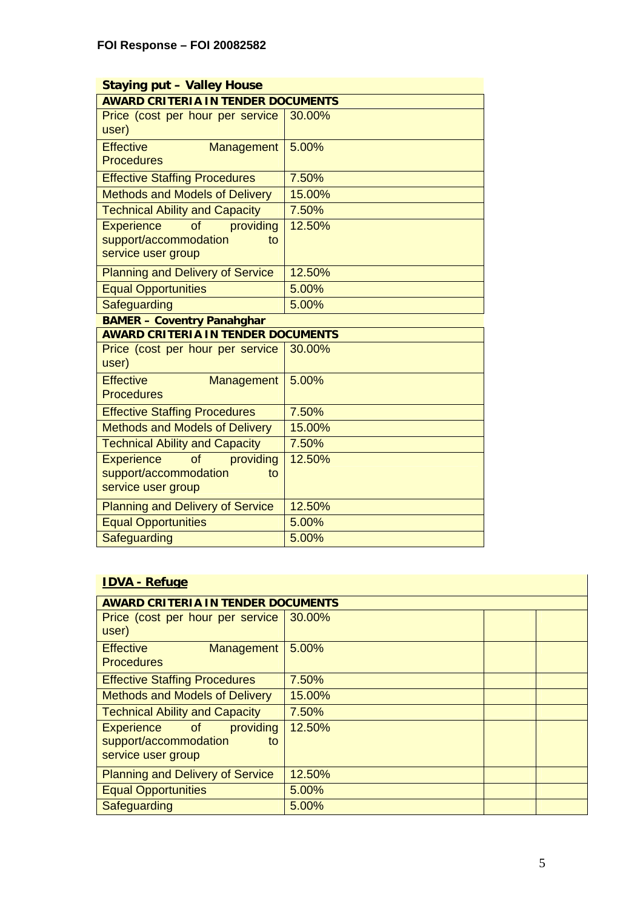**FOI Response – FOI 20082582**

| **Staying put – Valley House** | |
|---|---|
| **AWARD CRITERIA IN TENDER DOCUMENTS** | |
| Price (cost per hour per service user) | 30.00% |
| Effective Management Procedures | 5.00% |
| Effective Staffing Procedures | 7.50% |
| Methods and Models of Delivery | 15.00% |
| Technical Ability and Capacity | 7.50% |
| Experience of providing support/accommodation to service user group | 12.50% |
| Planning and Delivery of Service | 12.50% |
| Equal Opportunities | 5.00% |
| Safeguarding | 5.00% |
| **BAMER – Coventry Panahghar** | |
| **AWARD CRITERIA IN TENDER DOCUMENTS** | |
| Price (cost per hour per service user) | 30.00% |
| Effective Management Procedures | 5.00% |
| Effective Staffing Procedures | 7.50% |
| Methods and Models of Delivery | 15.00% |
| Technical Ability and Capacity | 7.50% |
| Experience of providing support/accommodation to service user group | 12.50% |
| Planning and Delivery of Service | 12.50% |
| Equal Opportunities | 5.00% |
| Safeguarding | 5.00% |

| **IDVA - Refuge** | | | |
|---|---|---|---|
| **AWARD CRITERIA IN TENDER DOCUMENTS** | | | |
| Price (cost per hour per service user) | 30.00% | | |
| Effective Management Procedures | 5.00% | | |
| Effective Staffing Procedures | 7.50% | | |
| Methods and Models of Delivery | 15.00% | | |
| Technical Ability and Capacity | 7.50% | | |
| Experience of providing support/accommodation to service user group | 12.50% | | |
| Planning and Delivery of Service | 12.50% | | |
| Equal Opportunities | 5.00% | | |
| Safeguarding | 5.00% | | |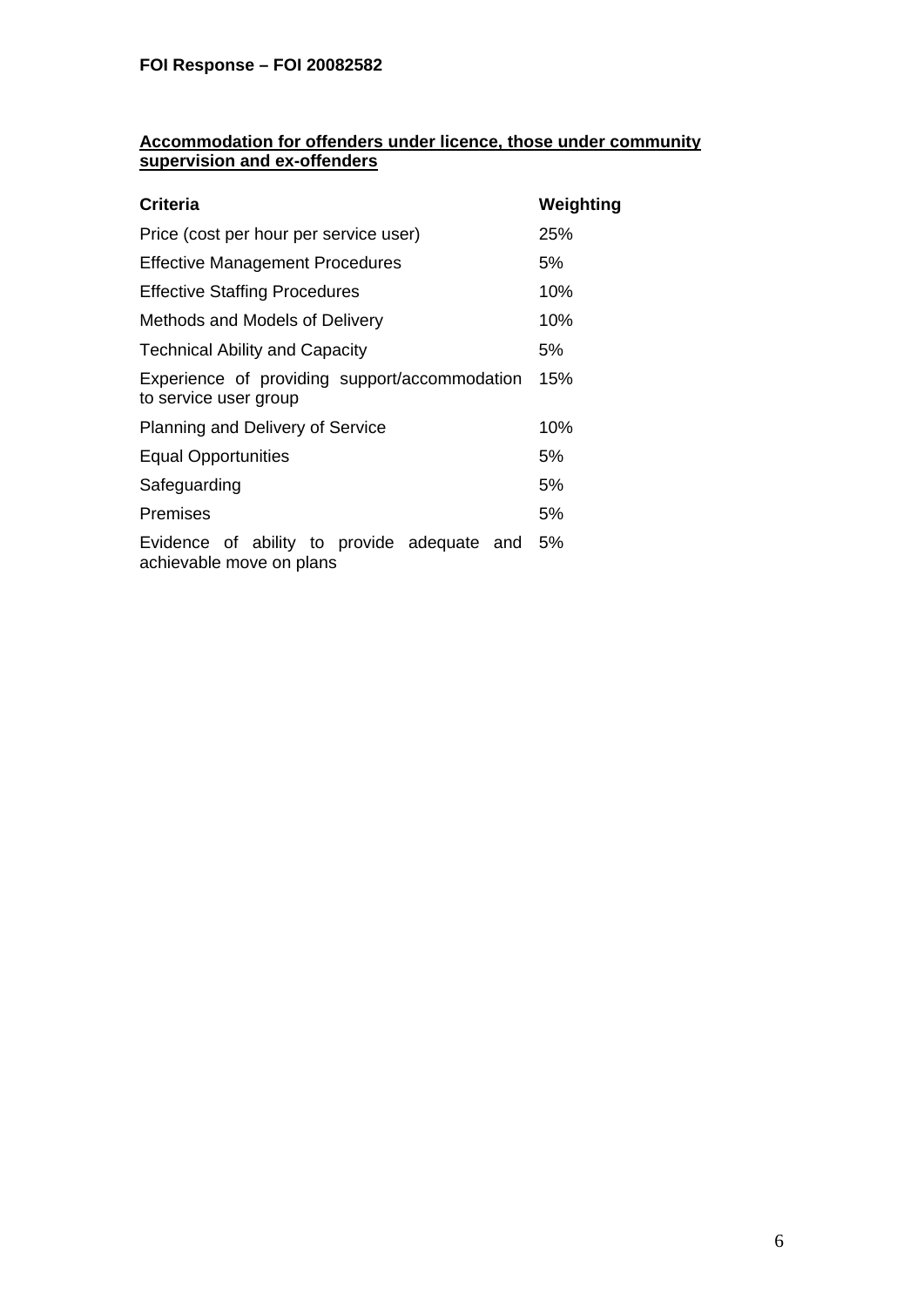**FOI Response – FOI 20082582**

**Accommodation for offenders under licence, those under community supervision and ex-offenders**

| Criteria | Weighting |
|---|---|
| Price (cost per hour per service user) | 25% |
| Effective Management Procedures | 5% |
| Effective Staffing Procedures | 10% |
| Methods and Models of Delivery | 10% |
| Technical Ability and Capacity | 5% |
| Experience of providing support/accommodation to service user group | 15% |
| Planning and Delivery of Service | 10% |
| Equal Opportunities | 5% |
| Safeguarding | 5% |
| Premises | 5% |
| Evidence of ability to provide adequate and achievable move on plans | 5% |